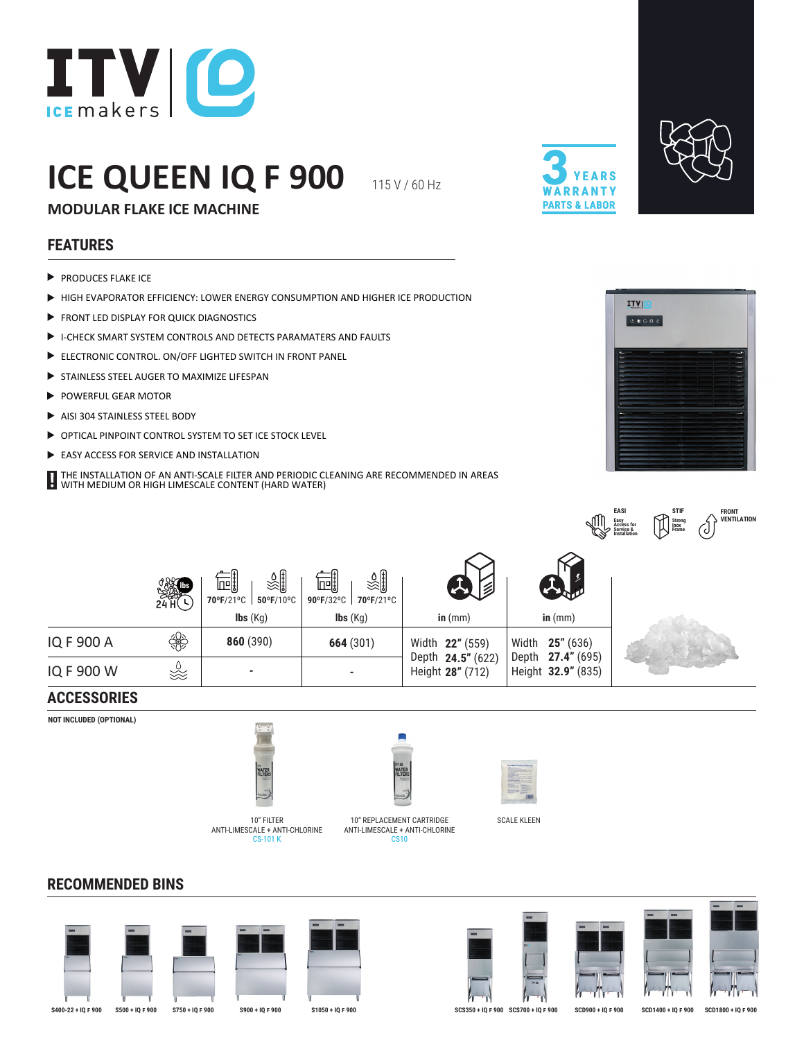ITV ICE makers

# ICE QUEEN IQ F 900

115 V / 60 Hz

## MODULAR FLAKE ICE MACHINE

3 YEARS WARRANTY PARTS & LABOR

## FEATURES

- PRODUCES FLAKE ICE
- HIGH EVAPORATOR EFFICIENCY: LOWER ENERGY CONSUMPTION AND HIGHER ICE PRODUCTION
- FRONT LED DISPLAY FOR QUICK DIAGNOSTICS
- I-CHECK SMART SYSTEM CONTROLS AND DETECTS PARAMATERS AND FAULTS
- ELECTRONIC CONTROL. ON/OFF LIGHTED SWITCH IN FRONT PANEL
- STAINLESS STEEL AUGER TO MAXIMIZE LIFESPAN
- POWERFUL GEAR MOTOR
- AISI 304 STAINLESS STEEL BODY
- OPTICAL PINPOINT CONTROL SYSTEM TO SET ICE STOCK LEVEL
- EASY ACCESS FOR SERVICE AND INSTALLATION

**!** THE INSTALLATION OF AN ANTI-SCALE FILTER AND PERIODIC CLEANING ARE RECOMMENDED IN AREAS WITH MEDIUM OR HIGH LIMESCALE CONTENT (HARD WATER)

EASI Easy Access for Service & Installation | STIF Strong Inox Frame | FRONT VENTILATION

| | | lbs 24 H — 70ºF/21ºC air, 50ºF/10ºC water — **lbs** (Kg) | lbs 24 H — 90ºF/32ºC air, 70ºF/21ºC water — **lbs** (Kg) | Machine — **in** (mm) | Packed — **in** (mm) |
|---|---|---|---|---|---|
| IQ F 900 A | Air | **860** (390) | **664** (301) | Width **22"** (559)<br>Depth **24.5"** (622)<br>Height **28"** (712) | Width **25"** (636)<br>Depth **27.4"** (695)<br>Height **32.9"** (835) |
| IQ F 900 W | Water | - | - | | |

## ACCESSORIES

**NOT INCLUDED (OPTIONAL)**

- 10" FILTER ANTI-LIMESCALE + ANTI-CHLORINE — CS-101 K
- 10" REPLACEMENT CARTRIDGE ANTI-LIMESCALE + ANTI-CHLORINE — CS10
- SCALE KLEEN

## RECOMMENDED BINS

S400-22 + IQ F 900 | S500 + IQ F 900 | S750 + IQ F 900 | S900 + IQ F 900 | S1050 + IQ F 900 | SCS350 + IQ F 900 | SCS700 + IQ F 900 | SCD900 + IQ F 900 | SCD1400 + IQ F 900 | SCD1800 + IQ F 900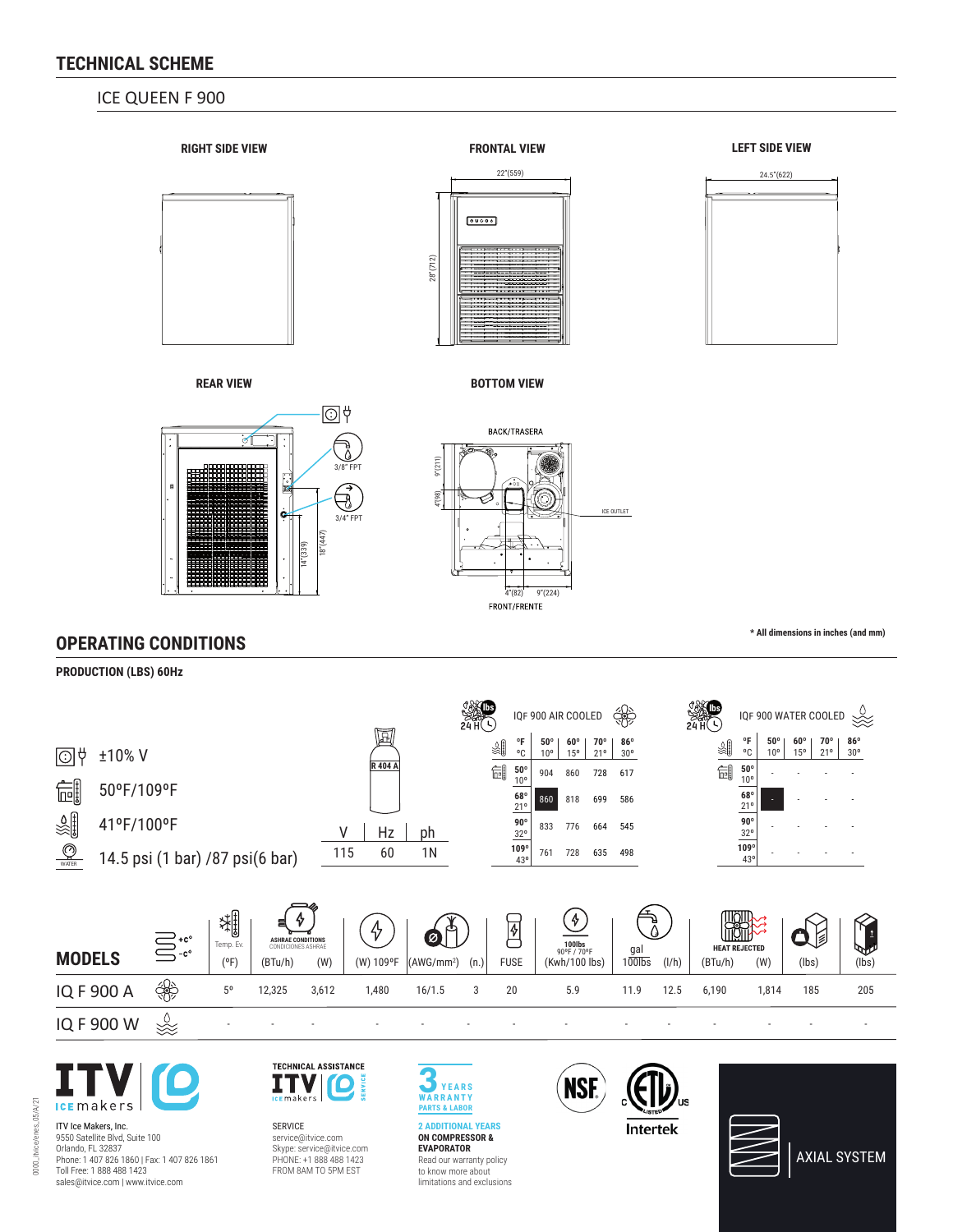## TECHNICAL SCHEME

### ICE QUEEN F 900

**RIGHT SIDE VIEW**

**FRONTAL VIEW**

22"(559)

28"(712)

**LEFT SIDE VIEW**

24.5"(622)

**REAR VIEW**

3/8" FPT

3/4" FPT

14"(339)

18"(447)

**BOTTOM VIEW**

BACK/TRASERA

9"(211)

4"(98)

ICE OUTLET

4"(82) 9"(224)

FRONT/FRENTE

**\* All dimensions in inches (and mm)**

## OPERATING CONDITIONS

**PRODUCTION (LBS) 60Hz**

±10% V

50ºF/109ºF

41ºF/100ºF

14.5 psi (1 bar) /87 psi(6 bar)

R 404 A

| V | Hz | ph |
|---|---|---|
| 115 | 60 | 1N |

IQF 900 AIR COOLED

| °F / °C | 50° / 10° | 60° / 15° | 70° / 21° | 86° / 30° |
|---|---|---|---|---|
| 50° / 10° | 904 | 860 | 728 | 617 |
| 68° / 21° | 860 | 818 | 699 | 586 |
| 90° / 32° | 833 | 776 | 664 | 545 |
| 109° / 43° | 761 | 728 | 635 | 498 |

IQF 900 WATER COOLED

| °F / °C | 50° / 10° | 60° / 15° | 70° / 21° | 86° / 30° |
|---|---|---|---|---|
| 50° / 10° | - | - | - | - |
| 68° / 21° | - | - | - | - |
| 90° / 32° | - | - | - | - |
| 109° / 43° | - | - | - | - |

| MODELS | | Temp. Ev. (ºF) | ASHRAE CONDITIONS / CONDICIONES ASHRAE (BTu/h) | (W) | (W) 109ºF | (AWG/mm²) | (n.) | FUSE | 100lbs 90ºF / 70ºF (Kwh/100 lbs) | gal / 100lbs | (l/h) | HEAT REJECTED (BTu/h) | (W) | (lbs) | (lbs) |
|---|---|---|---|---|---|---|---|---|---|---|---|---|---|---|---|
| IQ F 900 A | Air | 5º | 12,325 | 3,612 | 1,480 | 16/1.5 | 3 | 20 | 5.9 | 11.9 | 12.5 | 6,190 | 1,814 | 185 | 205 |
| IQ F 900 W | Water | - | - | - | - | - | - | - | - | - | - | - | - | - | - |

ITV Ice Makers, Inc.
9550 Satellite Blvd, Suite 100
Orlando, FL 32837
Phone: 1 407 826 1860 | Fax: 1 407 826 1861
Toll Free: 1 888 488 1423
sales@itvice.com | www.itvice.com

TECHNICAL ASSISTANCE

SERVICE
service@itvice.com
Skype: service@itvice.com
PHONE: +1 888 488 1423
FROM 8AM TO 5PM EST

3 YEARS WARRANTY PARTS & LABOR

2 ADDITIONAL YEARS
**ON COMPRESSOR & EVAPORATOR**
Read our warranty policy to know more about limitations and exclusions

NSF

Intertek

AXIAL SYSTEM